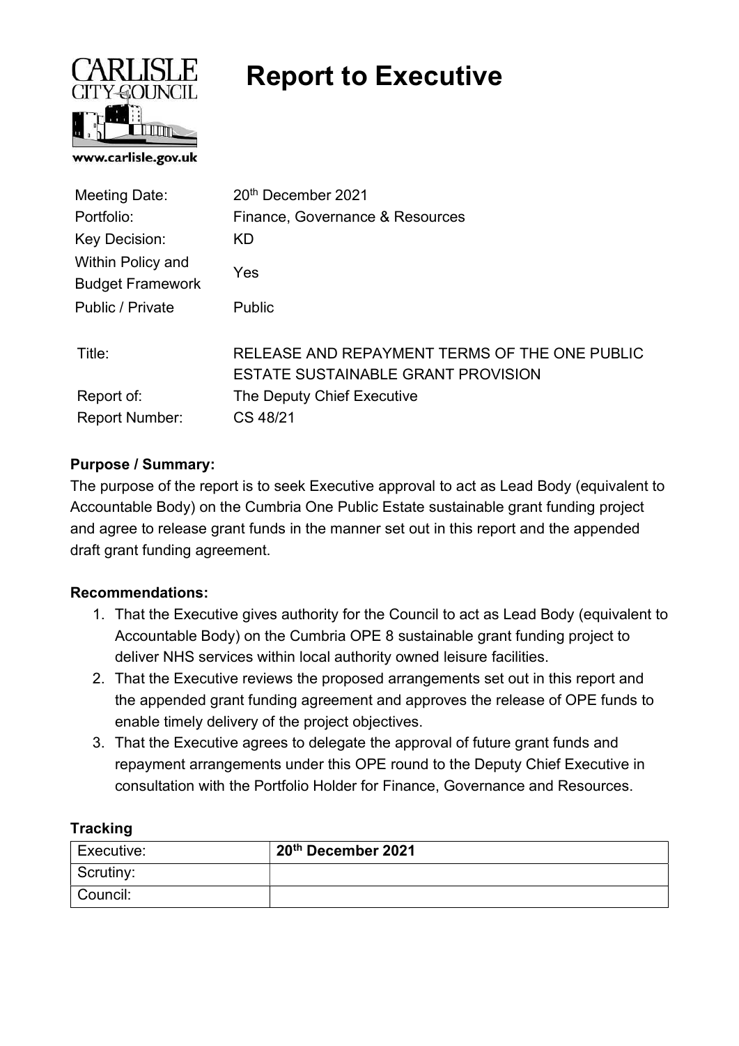CARLISLE CITY COUNCIL

www.carlisle.gov.uk

# Report to Executive

| | |
|---|---|
| Meeting Date: | 20th December 2021 |
| Portfolio: | Finance, Governance & Resources |
| Key Decision: | KD |
| Within Policy and Budget Framework | Yes |
| Public / Private | Public |
| Title: | RELEASE AND REPAYMENT TERMS OF THE ONE PUBLIC ESTATE SUSTAINABLE GRANT PROVISION |
| Report of: | The Deputy Chief Executive |
| Report Number: | CS 48/21 |

**Purpose / Summary:**

The purpose of the report is to seek Executive approval to act as Lead Body (equivalent to Accountable Body) on the Cumbria One Public Estate sustainable grant funding project and agree to release grant funds in the manner set out in this report and the appended draft grant funding agreement.

**Recommendations:**

1. That the Executive gives authority for the Council to act as Lead Body (equivalent to Accountable Body) on the Cumbria OPE 8 sustainable grant funding project to deliver NHS services within local authority owned leisure facilities.
2. That the Executive reviews the proposed arrangements set out in this report and the appended grant funding agreement and approves the release of OPE funds to enable timely delivery of the project objectives.
3. That the Executive agrees to delegate the approval of future grant funds and repayment arrangements under this OPE round to the Deputy Chief Executive in consultation with the Portfolio Holder for Finance, Governance and Resources.

**Tracking**

| | |
|---|---|
| Executive: | **20th December 2021** |
| Scrutiny: | |
| Council: | |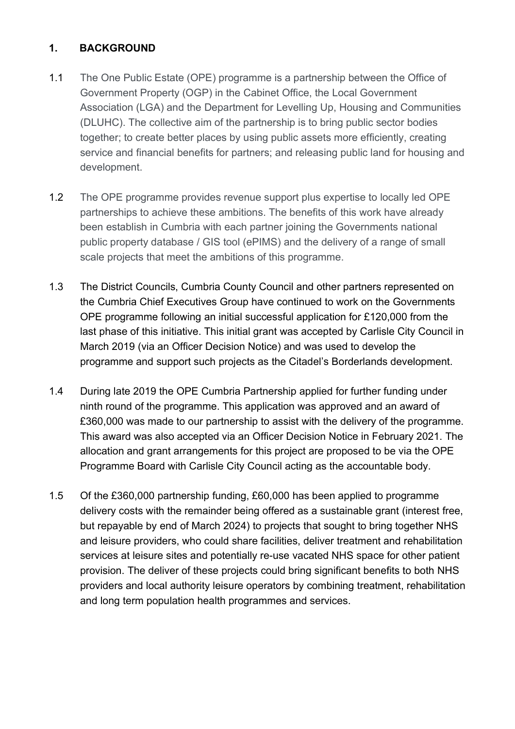## 1. BACKGROUND

1.1 The One Public Estate (OPE) programme is a partnership between the Office of Government Property (OGP) in the Cabinet Office, the Local Government Association (LGA) and the Department for Levelling Up, Housing and Communities (DLUHC). The collective aim of the partnership is to bring public sector bodies together; to create better places by using public assets more efficiently, creating service and financial benefits for partners; and releasing public land for housing and development.

1.2 The OPE programme provides revenue support plus expertise to locally led OPE partnerships to achieve these ambitions. The benefits of this work have already been establish in Cumbria with each partner joining the Governments national public property database / GIS tool (ePIMS) and the delivery of a range of small scale projects that meet the ambitions of this programme.

1.3 The District Councils, Cumbria County Council and other partners represented on the Cumbria Chief Executives Group have continued to work on the Governments OPE programme following an initial successful application for £120,000 from the last phase of this initiative. This initial grant was accepted by Carlisle City Council in March 2019 (via an Officer Decision Notice) and was used to develop the programme and support such projects as the Citadel's Borderlands development.

1.4 During late 2019 the OPE Cumbria Partnership applied for further funding under ninth round of the programme. This application was approved and an award of £360,000 was made to our partnership to assist with the delivery of the programme. This award was also accepted via an Officer Decision Notice in February 2021. The allocation and grant arrangements for this project are proposed to be via the OPE Programme Board with Carlisle City Council acting as the accountable body.

1.5 Of the £360,000 partnership funding, £60,000 has been applied to programme delivery costs with the remainder being offered as a sustainable grant (interest free, but repayable by end of March 2024) to projects that sought to bring together NHS and leisure providers, who could share facilities, deliver treatment and rehabilitation services at leisure sites and potentially re-use vacated NHS space for other patient provision. The deliver of these projects could bring significant benefits to both NHS providers and local authority leisure operators by combining treatment, rehabilitation and long term population health programmes and services.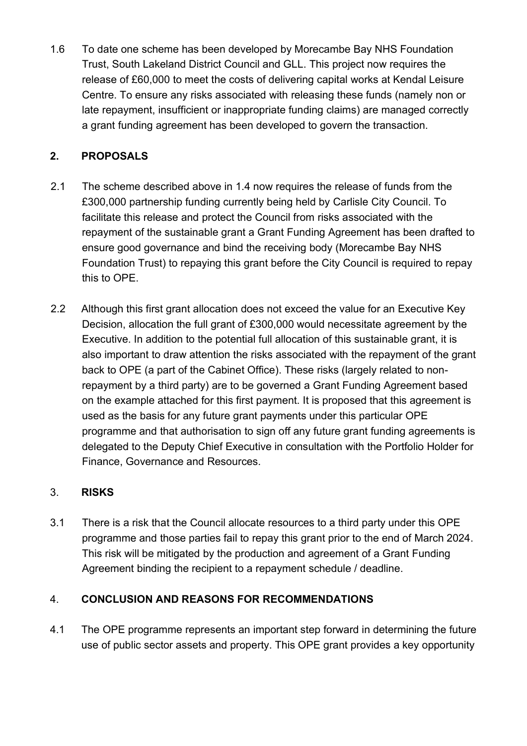1.6 To date one scheme has been developed by Morecambe Bay NHS Foundation Trust, South Lakeland District Council and GLL. This project now requires the release of £60,000 to meet the costs of delivering capital works at Kendal Leisure Centre. To ensure any risks associated with releasing these funds (namely non or late repayment, insufficient or inappropriate funding claims) are managed correctly a grant funding agreement has been developed to govern the transaction.

## 2. PROPOSALS

2.1 The scheme described above in 1.4 now requires the release of funds from the £300,000 partnership funding currently being held by Carlisle City Council. To facilitate this release and protect the Council from risks associated with the repayment of the sustainable grant a Grant Funding Agreement has been drafted to ensure good governance and bind the receiving body (Morecambe Bay NHS Foundation Trust) to repaying this grant before the City Council is required to repay this to OPE.

2.2 Although this first grant allocation does not exceed the value for an Executive Key Decision, allocation the full grant of £300,000 would necessitate agreement by the Executive. In addition to the potential full allocation of this sustainable grant, it is also important to draw attention the risks associated with the repayment of the grant back to OPE (a part of the Cabinet Office). These risks (largely related to non-repayment by a third party) are to be governed a Grant Funding Agreement based on the example attached for this first payment. It is proposed that this agreement is used as the basis for any future grant payments under this particular OPE programme and that authorisation to sign off any future grant funding agreements is delegated to the Deputy Chief Executive in consultation with the Portfolio Holder for Finance, Governance and Resources.

## 3. RISKS

3.1 There is a risk that the Council allocate resources to a third party under this OPE programme and those parties fail to repay this grant prior to the end of March 2024. This risk will be mitigated by the production and agreement of a Grant Funding Agreement binding the recipient to a repayment schedule / deadline.

## 4. CONCLUSION AND REASONS FOR RECOMMENDATIONS

4.1 The OPE programme represents an important step forward in determining the future use of public sector assets and property. This OPE grant provides a key opportunity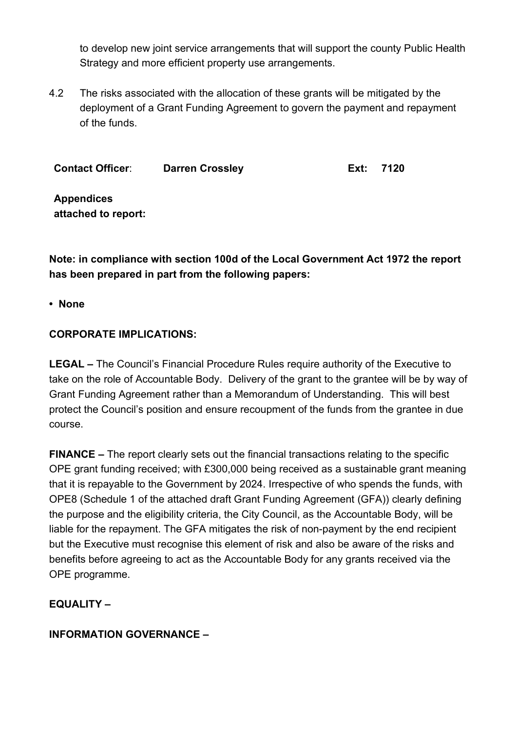to develop new joint service arrangements that will support the county Public Health Strategy and more efficient property use arrangements.

4.2 The risks associated with the allocation of these grants will be mitigated by the deployment of a Grant Funding Agreement to govern the payment and repayment of the funds.

| **Contact Officer**: | **Darren Crossley** | **Ext:** | **7120** |
|---|---|---|---|

**Appendices attached to report:**

**Note: in compliance with section 100d of the Local Government Act 1972 the report has been prepared in part from the following papers:**

- **None**

**CORPORATE IMPLICATIONS:**

**LEGAL –** The Council's Financial Procedure Rules require authority of the Executive to take on the role of Accountable Body. Delivery of the grant to the grantee will be by way of Grant Funding Agreement rather than a Memorandum of Understanding. This will best protect the Council's position and ensure recoupment of the funds from the grantee in due course.

**FINANCE –** The report clearly sets out the financial transactions relating to the specific OPE grant funding received; with £300,000 being received as a sustainable grant meaning that it is repayable to the Government by 2024. Irrespective of who spends the funds, with OPE8 (Schedule 1 of the attached draft Grant Funding Agreement (GFA)) clearly defining the purpose and the eligibility criteria, the City Council, as the Accountable Body, will be liable for the repayment. The GFA mitigates the risk of non-payment by the end recipient but the Executive must recognise this element of risk and also be aware of the risks and benefits before agreeing to act as the Accountable Body for any grants received via the OPE programme.

**EQUALITY –**

**INFORMATION GOVERNANCE –**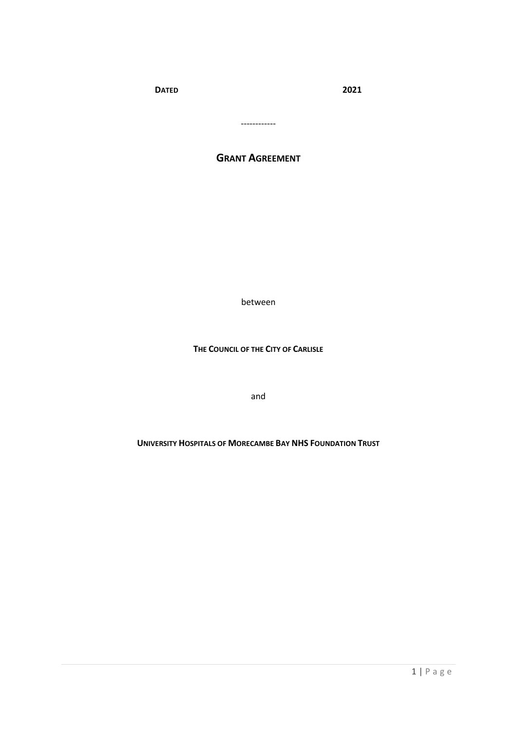**DATED** **2021**

------------

# GRANT AGREEMENT

between

**THE COUNCIL OF THE CITY OF CARLISLE**

and

**UNIVERSITY HOSPITALS OF MORECAMBE BAY NHS FOUNDATION TRUST**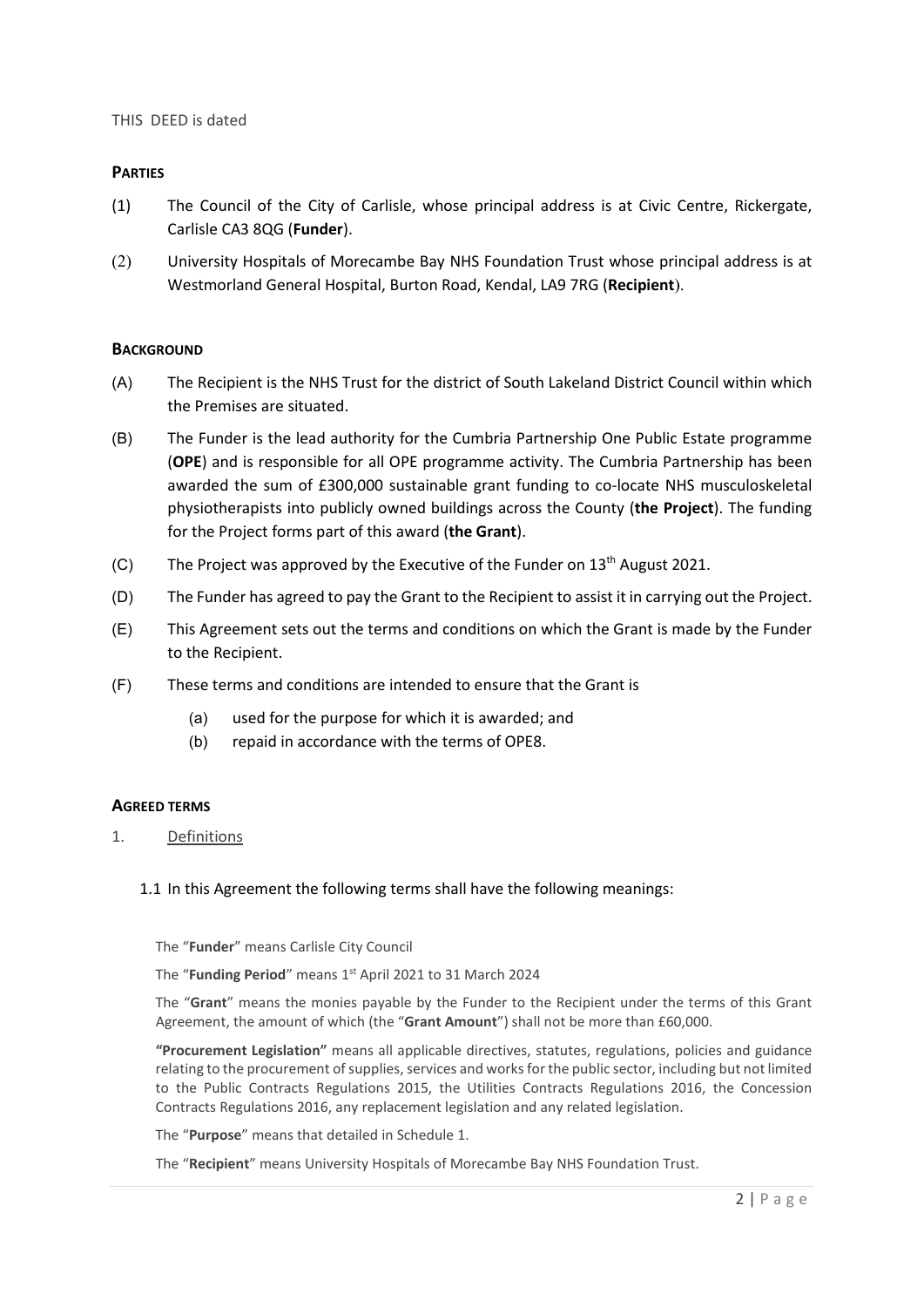THIS DEED is dated

**PARTIES**

(1) The Council of the City of Carlisle, whose principal address is at Civic Centre, Rickergate, Carlisle CA3 8QG (**Funder**).

(2) University Hospitals of Morecambe Bay NHS Foundation Trust whose principal address is at Westmorland General Hospital, Burton Road, Kendal, LA9 7RG (**Recipient**).

**BACKGROUND**

(A) The Recipient is the NHS Trust for the district of South Lakeland District Council within which the Premises are situated.

(B) The Funder is the lead authority for the Cumbria Partnership One Public Estate programme (**OPE**) and is responsible for all OPE programme activity. The Cumbria Partnership has been awarded the sum of £300,000 sustainable grant funding to co-locate NHS musculoskeletal physiotherapists into publicly owned buildings across the County (**the Project**). The funding for the Project forms part of this award (**the Grant**).

(C) The Project was approved by the Executive of the Funder on 13th August 2021.

(D) The Funder has agreed to pay the Grant to the Recipient to assist it in carrying out the Project.

(E) This Agreement sets out the terms and conditions on which the Grant is made by the Funder to the Recipient.

(F) These terms and conditions are intended to ensure that the Grant is

   (a) used for the purpose for which it is awarded; and
   (b) repaid in accordance with the terms of OPE8.

**AGREED TERMS**

1. Definitions

   1.1 In this Agreement the following terms shall have the following meanings:

The "**Funder**" means Carlisle City Council

The "**Funding Period**" means 1st April 2021 to 31 March 2024

The "**Grant**" means the monies payable by the Funder to the Recipient under the terms of this Grant Agreement, the amount of which (the "**Grant Amount**") shall not be more than £60,000.

**"Procurement Legislation"** means all applicable directives, statutes, regulations, policies and guidance relating to the procurement of supplies, services and works for the public sector, including but not limited to the Public Contracts Regulations 2015, the Utilities Contracts Regulations 2016, the Concession Contracts Regulations 2016, any replacement legislation and any related legislation.

The "**Purpose**" means that detailed in Schedule 1.

The "**Recipient**" means University Hospitals of Morecambe Bay NHS Foundation Trust.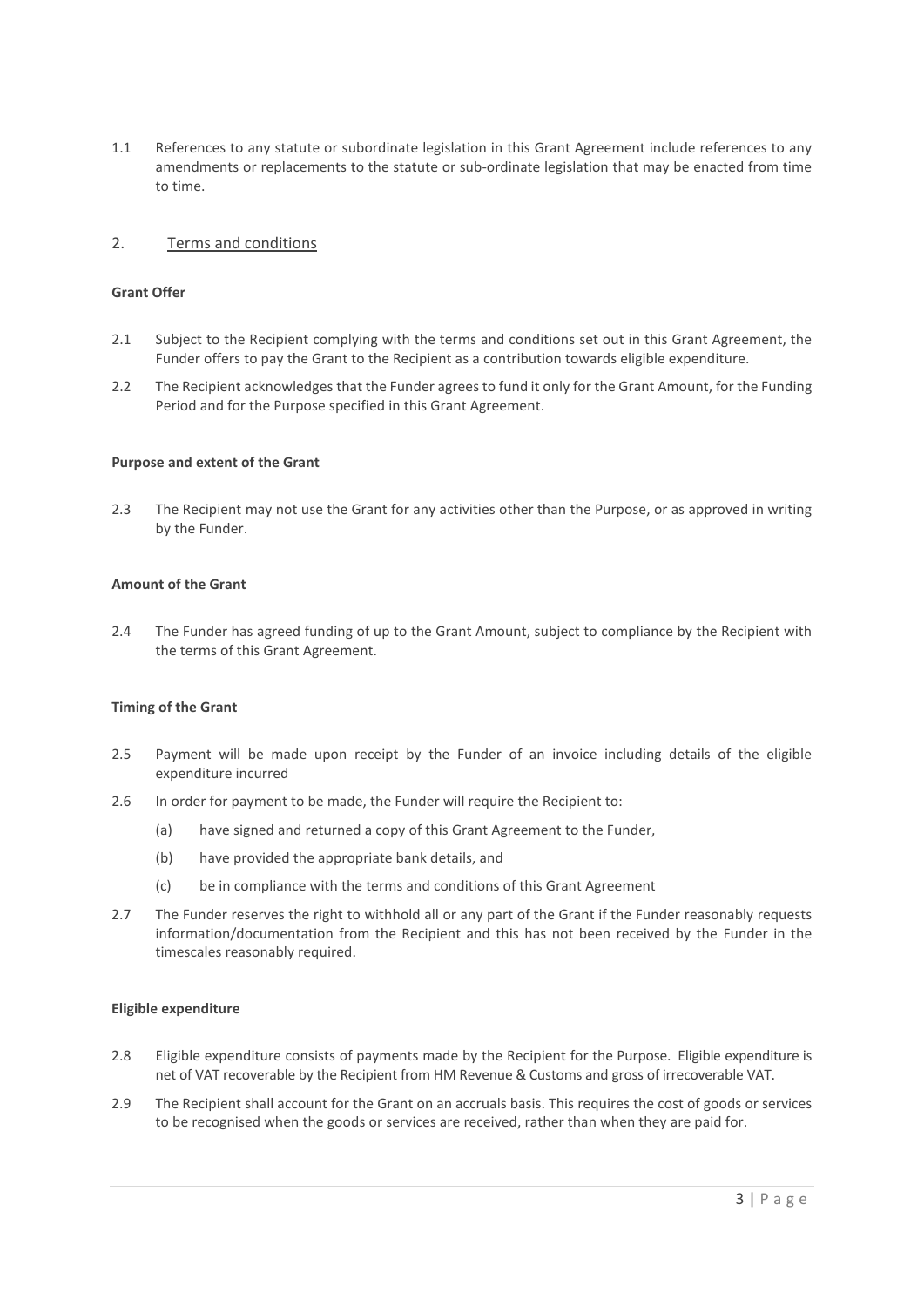1.1 References to any statute or subordinate legislation in this Grant Agreement include references to any amendments or replacements to the statute or sub-ordinate legislation that may be enacted from time to time.

## 2. Terms and conditions

**Grant Offer**

2.1 Subject to the Recipient complying with the terms and conditions set out in this Grant Agreement, the Funder offers to pay the Grant to the Recipient as a contribution towards eligible expenditure.

2.2 The Recipient acknowledges that the Funder agrees to fund it only for the Grant Amount, for the Funding Period and for the Purpose specified in this Grant Agreement.

**Purpose and extent of the Grant**

2.3 The Recipient may not use the Grant for any activities other than the Purpose, or as approved in writing by the Funder.

**Amount of the Grant**

2.4 The Funder has agreed funding of up to the Grant Amount, subject to compliance by the Recipient with the terms of this Grant Agreement.

**Timing of the Grant**

2.5 Payment will be made upon receipt by the Funder of an invoice including details of the eligible expenditure incurred

2.6 In order for payment to be made, the Funder will require the Recipient to:

(a) have signed and returned a copy of this Grant Agreement to the Funder,

(b) have provided the appropriate bank details, and

(c) be in compliance with the terms and conditions of this Grant Agreement

2.7 The Funder reserves the right to withhold all or any part of the Grant if the Funder reasonably requests information/documentation from the Recipient and this has not been received by the Funder in the timescales reasonably required.

**Eligible expenditure**

2.8 Eligible expenditure consists of payments made by the Recipient for the Purpose. Eligible expenditure is net of VAT recoverable by the Recipient from HM Revenue & Customs and gross of irrecoverable VAT.

2.9 The Recipient shall account for the Grant on an accruals basis. This requires the cost of goods or services to be recognised when the goods or services are received, rather than when they are paid for.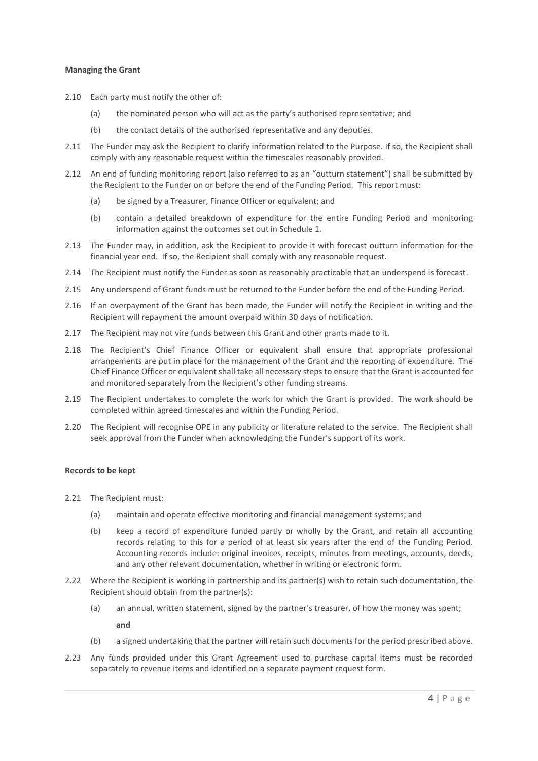**Managing the Grant**

2.10 Each party must notify the other of:

(a) the nominated person who will act as the party's authorised representative; and

(b) the contact details of the authorised representative and any deputies.

2.11 The Funder may ask the Recipient to clarify information related to the Purpose. If so, the Recipient shall comply with any reasonable request within the timescales reasonably provided.

2.12 An end of funding monitoring report (also referred to as an "outturn statement") shall be submitted by the Recipient to the Funder on or before the end of the Funding Period. This report must:

(a) be signed by a Treasurer, Finance Officer or equivalent; and

(b) contain a <u>detailed</u> breakdown of expenditure for the entire Funding Period and monitoring information against the outcomes set out in Schedule 1.

2.13 The Funder may, in addition, ask the Recipient to provide it with forecast outturn information for the financial year end. If so, the Recipient shall comply with any reasonable request.

2.14 The Recipient must notify the Funder as soon as reasonably practicable that an underspend is forecast.

2.15 Any underspend of Grant funds must be returned to the Funder before the end of the Funding Period.

2.16 If an overpayment of the Grant has been made, the Funder will notify the Recipient in writing and the Recipient will repayment the amount overpaid within 30 days of notification.

2.17 The Recipient may not vire funds between this Grant and other grants made to it.

2.18 The Recipient's Chief Finance Officer or equivalent shall ensure that appropriate professional arrangements are put in place for the management of the Grant and the reporting of expenditure. The Chief Finance Officer or equivalent shall take all necessary steps to ensure that the Grant is accounted for and monitored separately from the Recipient's other funding streams.

2.19 The Recipient undertakes to complete the work for which the Grant is provided. The work should be completed within agreed timescales and within the Funding Period.

2.20 The Recipient will recognise OPE in any publicity or literature related to the service. The Recipient shall seek approval from the Funder when acknowledging the Funder's support of its work.

**Records to be kept**

2.21 The Recipient must:

(a) maintain and operate effective monitoring and financial management systems; and

(b) keep a record of expenditure funded partly or wholly by the Grant, and retain all accounting records relating to this for a period of at least six years after the end of the Funding Period. Accounting records include: original invoices, receipts, minutes from meetings, accounts, deeds, and any other relevant documentation, whether in writing or electronic form.

2.22 Where the Recipient is working in partnership and its partner(s) wish to retain such documentation, the Recipient should obtain from the partner(s):

(a) an annual, written statement, signed by the partner's treasurer, of how the money was spent;

**<u>and</u>**

(b) a signed undertaking that the partner will retain such documents for the period prescribed above.

2.23 Any funds provided under this Grant Agreement used to purchase capital items must be recorded separately to revenue items and identified on a separate payment request form.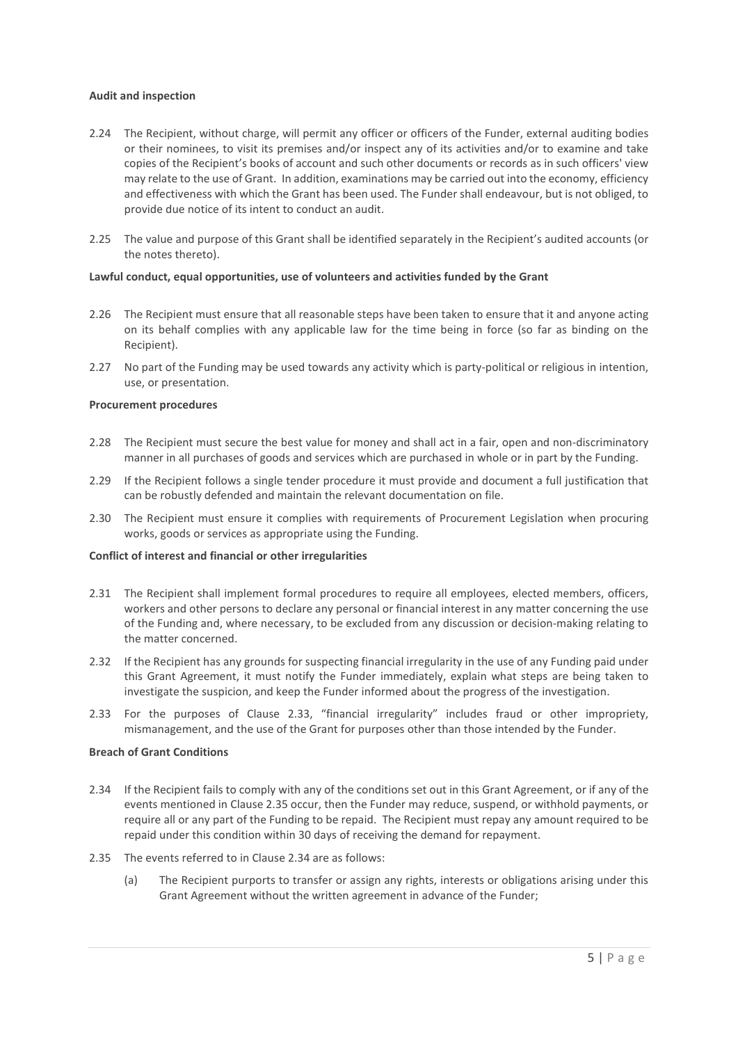**Audit and inspection**

2.24 The Recipient, without charge, will permit any officer or officers of the Funder, external auditing bodies or their nominees, to visit its premises and/or inspect any of its activities and/or to examine and take copies of the Recipient's books of account and such other documents or records as in such officers' view may relate to the use of Grant. In addition, examinations may be carried out into the economy, efficiency and effectiveness with which the Grant has been used. The Funder shall endeavour, but is not obliged, to provide due notice of its intent to conduct an audit.

2.25 The value and purpose of this Grant shall be identified separately in the Recipient's audited accounts (or the notes thereto).

**Lawful conduct, equal opportunities, use of volunteers and activities funded by the Grant**

2.26 The Recipient must ensure that all reasonable steps have been taken to ensure that it and anyone acting on its behalf complies with any applicable law for the time being in force (so far as binding on the Recipient).

2.27 No part of the Funding may be used towards any activity which is party-political or religious in intention, use, or presentation.

**Procurement procedures**

2.28 The Recipient must secure the best value for money and shall act in a fair, open and non-discriminatory manner in all purchases of goods and services which are purchased in whole or in part by the Funding.

2.29 If the Recipient follows a single tender procedure it must provide and document a full justification that can be robustly defended and maintain the relevant documentation on file.

2.30 The Recipient must ensure it complies with requirements of Procurement Legislation when procuring works, goods or services as appropriate using the Funding.

**Conflict of interest and financial or other irregularities**

2.31 The Recipient shall implement formal procedures to require all employees, elected members, officers, workers and other persons to declare any personal or financial interest in any matter concerning the use of the Funding and, where necessary, to be excluded from any discussion or decision-making relating to the matter concerned.

2.32 If the Recipient has any grounds for suspecting financial irregularity in the use of any Funding paid under this Grant Agreement, it must notify the Funder immediately, explain what steps are being taken to investigate the suspicion, and keep the Funder informed about the progress of the investigation.

2.33 For the purposes of Clause 2.33, "financial irregularity" includes fraud or other impropriety, mismanagement, and the use of the Grant for purposes other than those intended by the Funder.

**Breach of Grant Conditions**

2.34 If the Recipient fails to comply with any of the conditions set out in this Grant Agreement, or if any of the events mentioned in Clause 2.35 occur, then the Funder may reduce, suspend, or withhold payments, or require all or any part of the Funding to be repaid. The Recipient must repay any amount required to be repaid under this condition within 30 days of receiving the demand for repayment.

2.35 The events referred to in Clause 2.34 are as follows:

(a) The Recipient purports to transfer or assign any rights, interests or obligations arising under this Grant Agreement without the written agreement in advance of the Funder;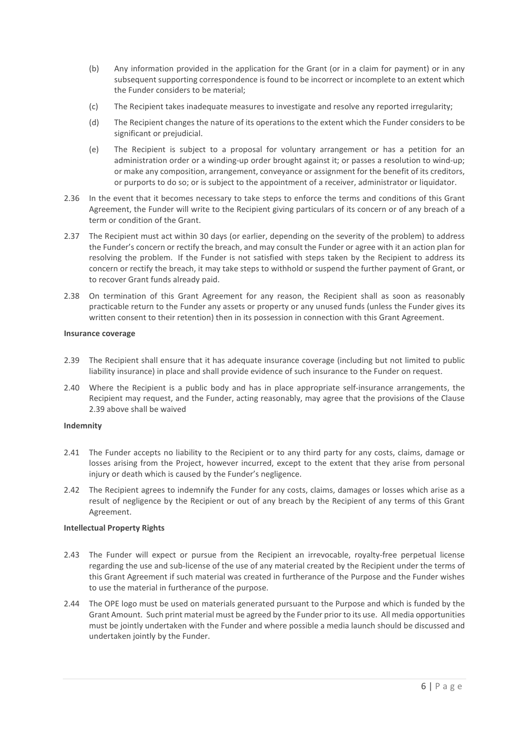(b) Any information provided in the application for the Grant (or in a claim for payment) or in any subsequent supporting correspondence is found to be incorrect or incomplete to an extent which the Funder considers to be material;

(c) The Recipient takes inadequate measures to investigate and resolve any reported irregularity;

(d) The Recipient changes the nature of its operations to the extent which the Funder considers to be significant or prejudicial.

(e) The Recipient is subject to a proposal for voluntary arrangement or has a petition for an administration order or a winding-up order brought against it; or passes a resolution to wind-up; or make any composition, arrangement, conveyance or assignment for the benefit of its creditors, or purports to do so; or is subject to the appointment of a receiver, administrator or liquidator.

2.36 In the event that it becomes necessary to take steps to enforce the terms and conditions of this Grant Agreement, the Funder will write to the Recipient giving particulars of its concern or of any breach of a term or condition of the Grant.

2.37 The Recipient must act within 30 days (or earlier, depending on the severity of the problem) to address the Funder's concern or rectify the breach, and may consult the Funder or agree with it an action plan for resolving the problem. If the Funder is not satisfied with steps taken by the Recipient to address its concern or rectify the breach, it may take steps to withhold or suspend the further payment of Grant, or to recover Grant funds already paid.

2.38 On termination of this Grant Agreement for any reason, the Recipient shall as soon as reasonably practicable return to the Funder any assets or property or any unused funds (unless the Funder gives its written consent to their retention) then in its possession in connection with this Grant Agreement.

**Insurance coverage**

2.39 The Recipient shall ensure that it has adequate insurance coverage (including but not limited to public liability insurance) in place and shall provide evidence of such insurance to the Funder on request.

2.40 Where the Recipient is a public body and has in place appropriate self-insurance arrangements, the Recipient may request, and the Funder, acting reasonably, may agree that the provisions of the Clause 2.39 above shall be waived

**Indemnity**

2.41 The Funder accepts no liability to the Recipient or to any third party for any costs, claims, damage or losses arising from the Project, however incurred, except to the extent that they arise from personal injury or death which is caused by the Funder's negligence.

2.42 The Recipient agrees to indemnify the Funder for any costs, claims, damages or losses which arise as a result of negligence by the Recipient or out of any breach by the Recipient of any terms of this Grant Agreement.

**Intellectual Property Rights**

2.43 The Funder will expect or pursue from the Recipient an irrevocable, royalty-free perpetual license regarding the use and sub-license of the use of any material created by the Recipient under the terms of this Grant Agreement if such material was created in furtherance of the Purpose and the Funder wishes to use the material in furtherance of the purpose.

2.44 The OPE logo must be used on materials generated pursuant to the Purpose and which is funded by the Grant Amount. Such print material must be agreed by the Funder prior to its use. All media opportunities must be jointly undertaken with the Funder and where possible a media launch should be discussed and undertaken jointly by the Funder.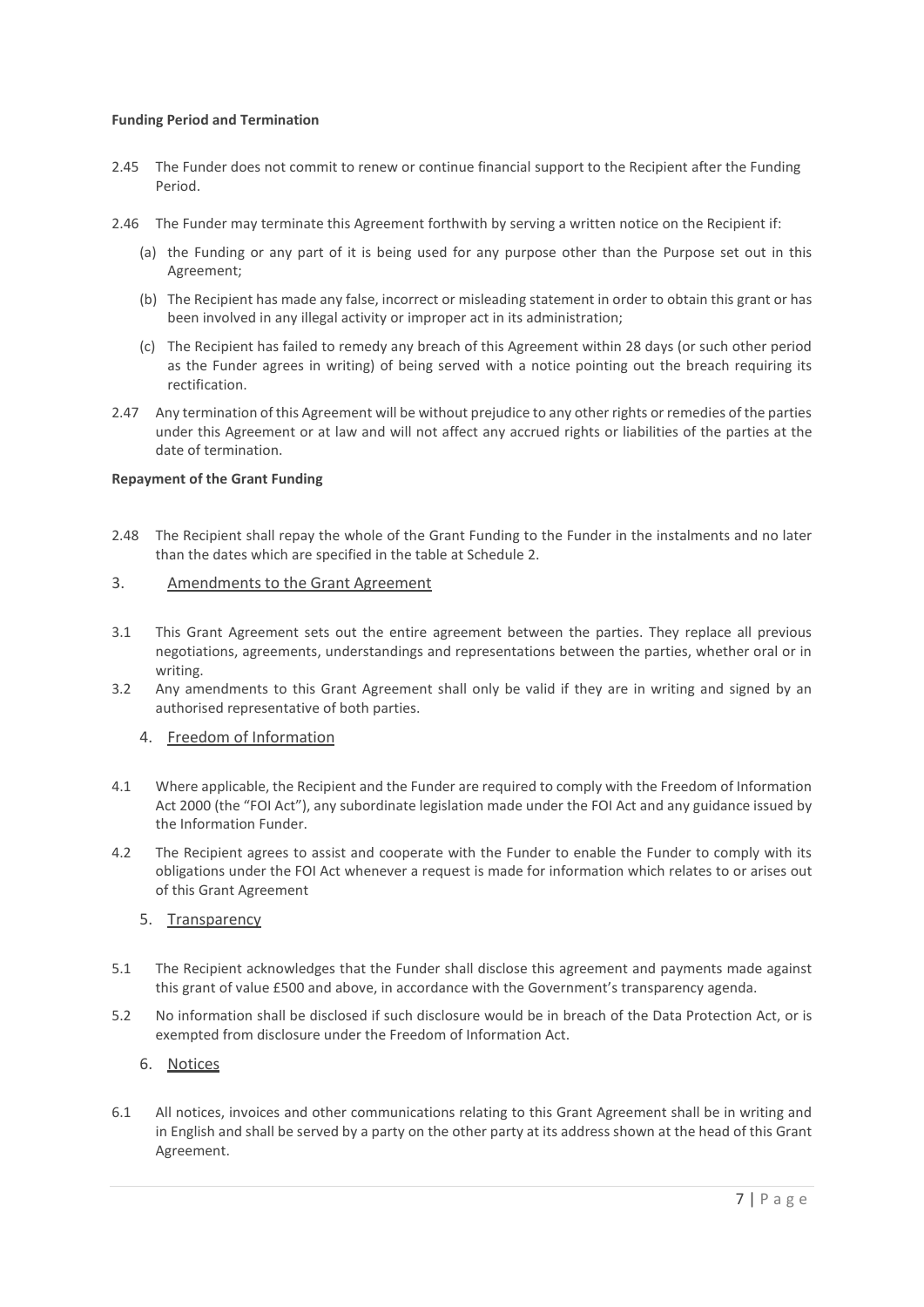**Funding Period and Termination**

2.45 The Funder does not commit to renew or continue financial support to the Recipient after the Funding Period.

2.46 The Funder may terminate this Agreement forthwith by serving a written notice on the Recipient if:

(a) the Funding or any part of it is being used for any purpose other than the Purpose set out in this Agreement;

(b) The Recipient has made any false, incorrect or misleading statement in order to obtain this grant or has been involved in any illegal activity or improper act in its administration;

(c) The Recipient has failed to remedy any breach of this Agreement within 28 days (or such other period as the Funder agrees in writing) of being served with a notice pointing out the breach requiring its rectification.

2.47 Any termination of this Agreement will be without prejudice to any other rights or remedies of the parties under this Agreement or at law and will not affect any accrued rights or liabilities of the parties at the date of termination.

**Repayment of the Grant Funding**

2.48 The Recipient shall repay the whole of the Grant Funding to the Funder in the instalments and no later than the dates which are specified in the table at Schedule 2.

## 3. Amendments to the Grant Agreement

3.1 This Grant Agreement sets out the entire agreement between the parties. They replace all previous negotiations, agreements, understandings and representations between the parties, whether oral or in writing.

3.2 Any amendments to this Grant Agreement shall only be valid if they are in writing and signed by an authorised representative of both parties.

## 4. Freedom of Information

4.1 Where applicable, the Recipient and the Funder are required to comply with the Freedom of Information Act 2000 (the "FOI Act"), any subordinate legislation made under the FOI Act and any guidance issued by the Information Funder.

4.2 The Recipient agrees to assist and cooperate with the Funder to enable the Funder to comply with its obligations under the FOI Act whenever a request is made for information which relates to or arises out of this Grant Agreement

## 5. Transparency

5.1 The Recipient acknowledges that the Funder shall disclose this agreement and payments made against this grant of value £500 and above, in accordance with the Government's transparency agenda.

5.2 No information shall be disclosed if such disclosure would be in breach of the Data Protection Act, or is exempted from disclosure under the Freedom of Information Act.

## 6. Notices

6.1 All notices, invoices and other communications relating to this Grant Agreement shall be in writing and in English and shall be served by a party on the other party at its address shown at the head of this Grant Agreement.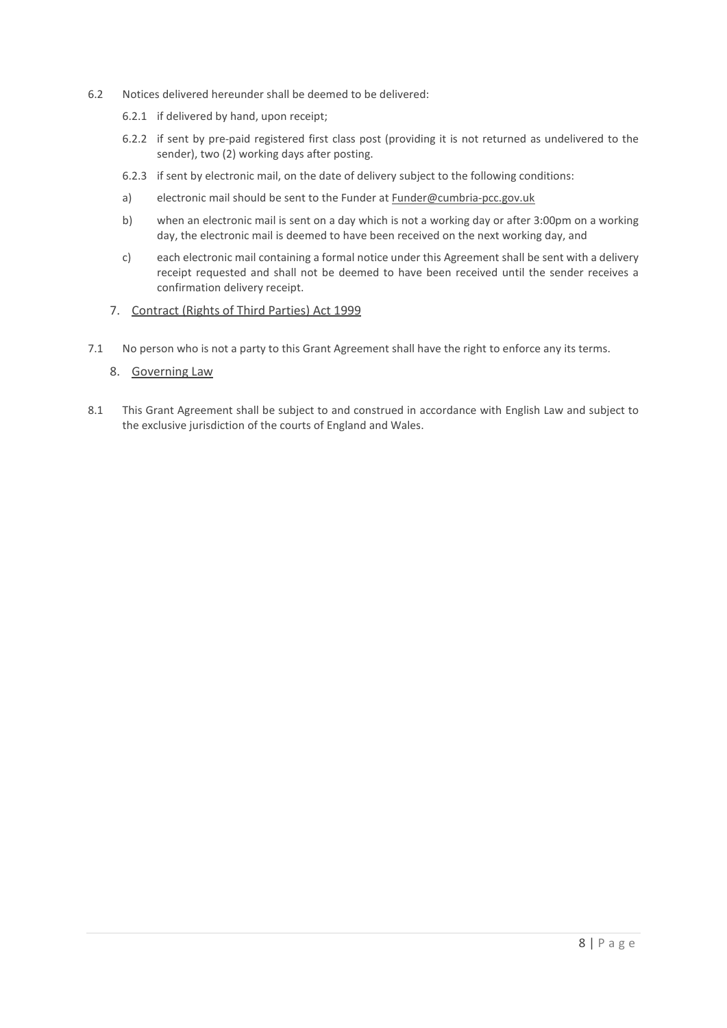6.2 Notices delivered hereunder shall be deemed to be delivered:

6.2.1 if delivered by hand, upon receipt;

6.2.2 if sent by pre-paid registered first class post (providing it is not returned as undelivered to the sender), two (2) working days after posting.

6.2.3 if sent by electronic mail, on the date of delivery subject to the following conditions:

a) electronic mail should be sent to the Funder at Funder@cumbria-pcc.gov.uk

b) when an electronic mail is sent on a day which is not a working day or after 3:00pm on a working day, the electronic mail is deemed to have been received on the next working day, and

c) each electronic mail containing a formal notice under this Agreement shall be sent with a delivery receipt requested and shall not be deemed to have been received until the sender receives a confirmation delivery receipt.

## 7. Contract (Rights of Third Parties) Act 1999

7.1 No person who is not a party to this Grant Agreement shall have the right to enforce any its terms.

## 8. Governing Law

8.1 This Grant Agreement shall be subject to and construed in accordance with English Law and subject to the exclusive jurisdiction of the courts of England and Wales.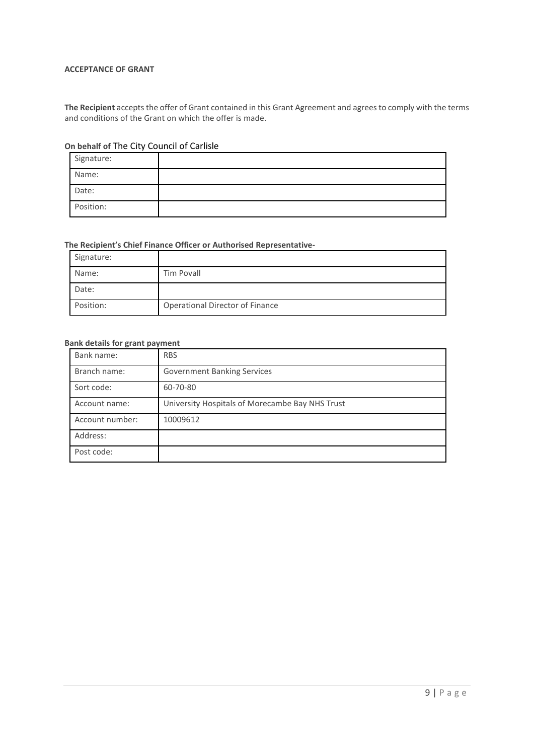**ACCEPTANCE OF GRANT**

**The Recipient** accepts the offer of Grant contained in this Grant Agreement and agrees to comply with the terms and conditions of the Grant on which the offer is made.

**On behalf of** The City Council of Carlisle

| Signature: | |
|---|---|
| Name: | |
| Date: | |
| Position: | |

**The Recipient's Chief Finance Officer or Authorised Representative-**

| Signature: | |
|---|---|
| Name: | Tim Povall |
| Date: | |
| Position: | Operational Director of Finance |

**Bank details for grant payment**

| Bank name: | RBS |
|---|---|
| Branch name: | Government Banking Services |
| Sort code: | 60-70-80 |
| Account name: | University Hospitals of Morecambe Bay NHS Trust |
| Account number: | 10009612 |
| Address: | |
| Post code: | |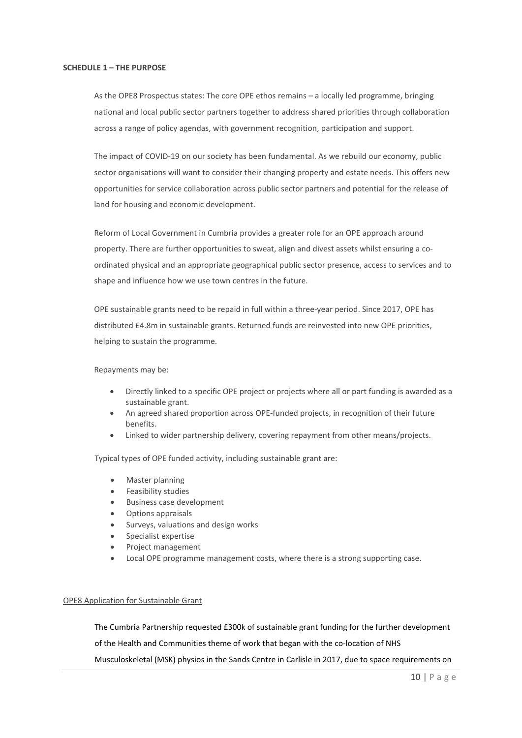**SCHEDULE 1 – THE PURPOSE**

As the OPE8 Prospectus states: The core OPE ethos remains – a locally led programme, bringing national and local public sector partners together to address shared priorities through collaboration across a range of policy agendas, with government recognition, participation and support.

The impact of COVID-19 on our society has been fundamental. As we rebuild our economy, public sector organisations will want to consider their changing property and estate needs. This offers new opportunities for service collaboration across public sector partners and potential for the release of land for housing and economic development.

Reform of Local Government in Cumbria provides a greater role for an OPE approach around property. There are further opportunities to sweat, align and divest assets whilst ensuring a co-ordinated physical and an appropriate geographical public sector presence, access to services and to shape and influence how we use town centres in the future.

OPE sustainable grants need to be repaid in full within a three-year period. Since 2017, OPE has distributed £4.8m in sustainable grants. Returned funds are reinvested into new OPE priorities, helping to sustain the programme.

Repayments may be:

- Directly linked to a specific OPE project or projects where all or part funding is awarded as a sustainable grant.
- An agreed shared proportion across OPE-funded projects, in recognition of their future benefits.
- Linked to wider partnership delivery, covering repayment from other means/projects.

Typical types of OPE funded activity, including sustainable grant are:

- Master planning
- Feasibility studies
- Business case development
- Options appraisals
- Surveys, valuations and design works
- Specialist expertise
- Project management
- Local OPE programme management costs, where there is a strong supporting case.

<u>OPE8 Application for Sustainable Grant</u>

The Cumbria Partnership requested £300k of sustainable grant funding for the further development of the Health and Communities theme of work that began with the co-location of NHS Musculoskeletal (MSK) physios in the Sands Centre in Carlisle in 2017, due to space requirements on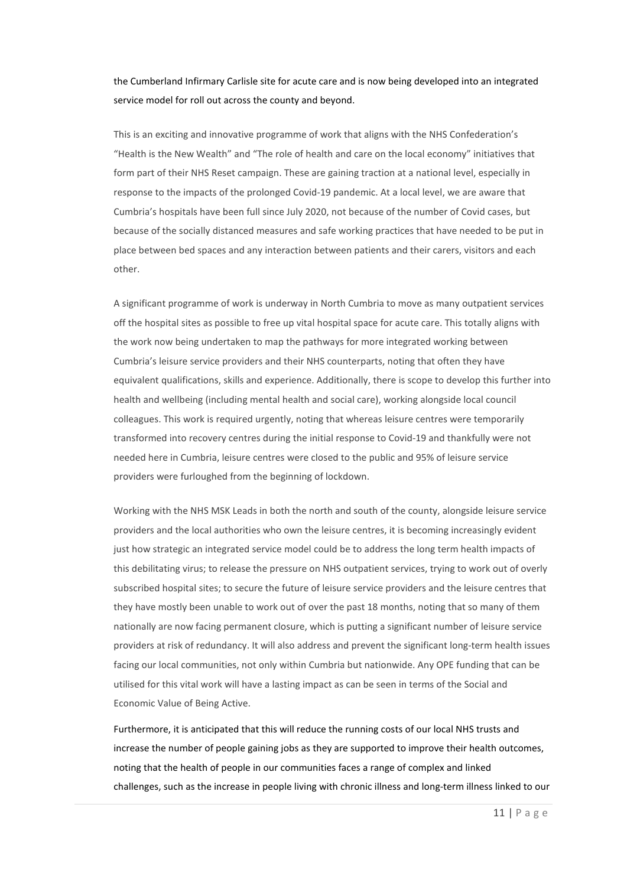the Cumberland Infirmary Carlisle site for acute care and is now being developed into an integrated service model for roll out across the county and beyond.

This is an exciting and innovative programme of work that aligns with the NHS Confederation's "Health is the New Wealth" and "The role of health and care on the local economy" initiatives that form part of their NHS Reset campaign. These are gaining traction at a national level, especially in response to the impacts of the prolonged Covid-19 pandemic. At a local level, we are aware that Cumbria's hospitals have been full since July 2020, not because of the number of Covid cases, but because of the socially distanced measures and safe working practices that have needed to be put in place between bed spaces and any interaction between patients and their carers, visitors and each other.

A significant programme of work is underway in North Cumbria to move as many outpatient services off the hospital sites as possible to free up vital hospital space for acute care. This totally aligns with the work now being undertaken to map the pathways for more integrated working between Cumbria's leisure service providers and their NHS counterparts, noting that often they have equivalent qualifications, skills and experience. Additionally, there is scope to develop this further into health and wellbeing (including mental health and social care), working alongside local council colleagues. This work is required urgently, noting that whereas leisure centres were temporarily transformed into recovery centres during the initial response to Covid-19 and thankfully were not needed here in Cumbria, leisure centres were closed to the public and 95% of leisure service providers were furloughed from the beginning of lockdown.

Working with the NHS MSK Leads in both the north and south of the county, alongside leisure service providers and the local authorities who own the leisure centres, it is becoming increasingly evident just how strategic an integrated service model could be to address the long term health impacts of this debilitating virus; to release the pressure on NHS outpatient services, trying to work out of overly subscribed hospital sites; to secure the future of leisure service providers and the leisure centres that they have mostly been unable to work out of over the past 18 months, noting that so many of them nationally are now facing permanent closure, which is putting a significant number of leisure service providers at risk of redundancy. It will also address and prevent the significant long-term health issues facing our local communities, not only within Cumbria but nationwide. Any OPE funding that can be utilised for this vital work will have a lasting impact as can be seen in terms of the Social and Economic Value of Being Active.

Furthermore, it is anticipated that this will reduce the running costs of our local NHS trusts and increase the number of people gaining jobs as they are supported to improve their health outcomes, noting that the health of people in our communities faces a range of complex and linked challenges, such as the increase in people living with chronic illness and long-term illness linked to our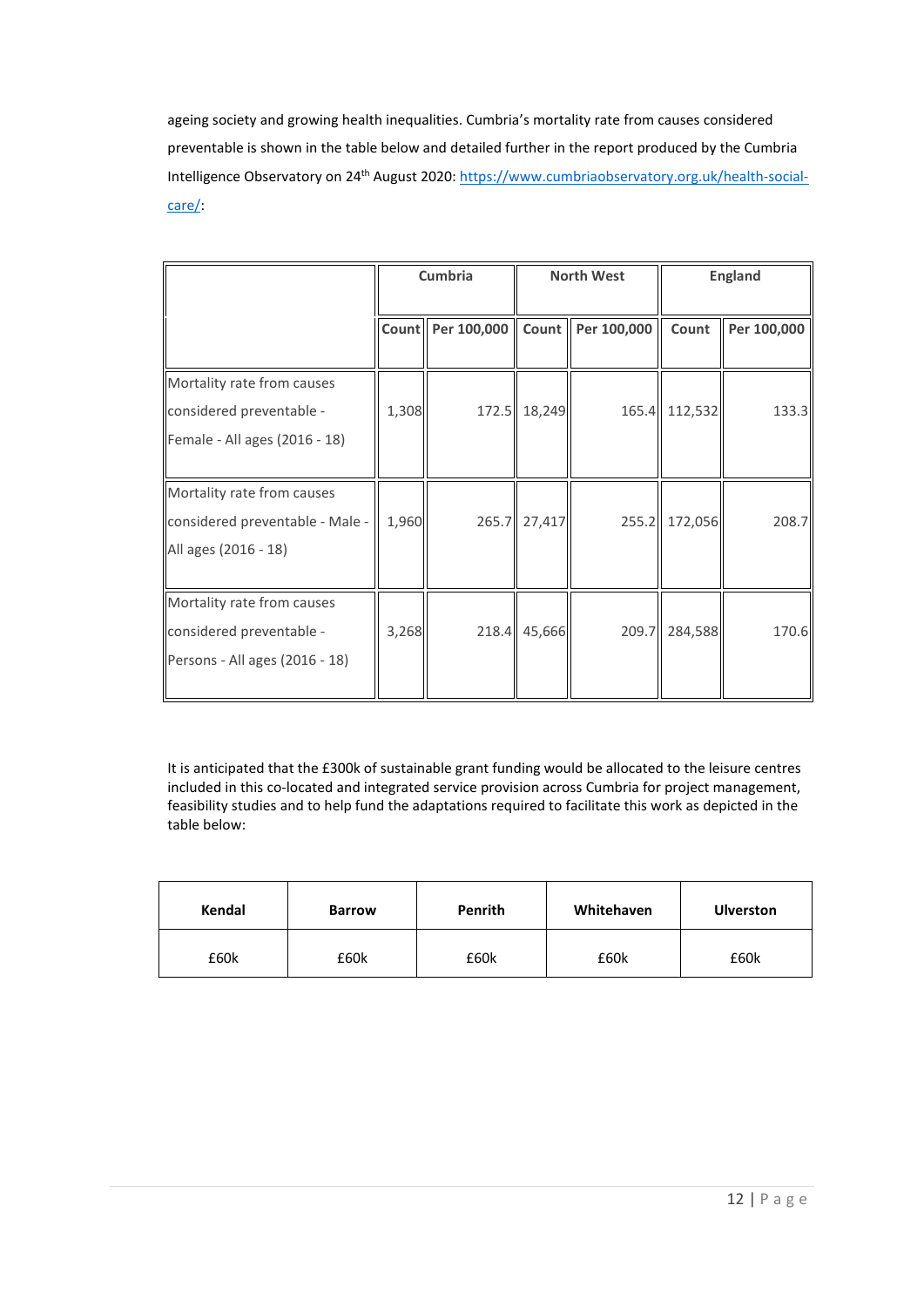ageing society and growing health inequalities. Cumbria's mortality rate from causes considered preventable is shown in the table below and detailed further in the report produced by the Cumbria Intelligence Observatory on 24th August 2020: [https://www.cumbriaobservatory.org.uk/health-social-care/](https://www.cumbriaobservatory.org.uk/health-social-care/):

| | **Cumbria** | | **North West** | | **England** | |
|---|---|---|---|---|---|---|
| | **Count** | **Per 100,000** | **Count** | **Per 100,000** | **Count** | **Per 100,000** |
| Mortality rate from causes considered preventable - Female - All ages (2016 - 18) | 1,308 | 172.5 | 18,249 | 165.4 | 112,532 | 133.3 |
| Mortality rate from causes considered preventable - Male - All ages (2016 - 18) | 1,960 | 265.7 | 27,417 | 255.2 | 172,056 | 208.7 |
| Mortality rate from causes considered preventable - Persons - All ages (2016 - 18) | 3,268 | 218.4 | 45,666 | 209.7 | 284,588 | 170.6 |

It is anticipated that the £300k of sustainable grant funding would be allocated to the leisure centres included in this co-located and integrated service provision across Cumbria for project management, feasibility studies and to help fund the adaptations required to facilitate this work as depicted in the table below:

| **Kendal** | **Barrow** | **Penrith** | **Whitehaven** | **Ulverston** |
|---|---|---|---|---|
| £60k | £60k | £60k | £60k | £60k |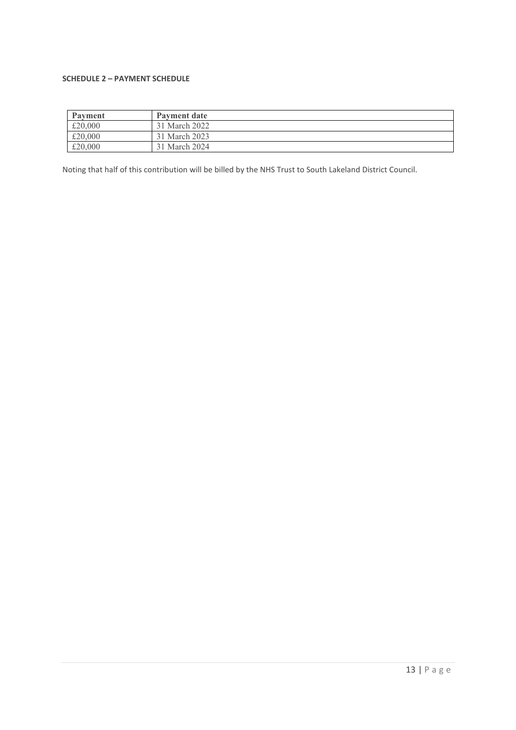**SCHEDULE 2 – PAYMENT SCHEDULE**

| Payment | Payment date |
|---|---|
| £20,000 | 31 March 2022 |
| £20,000 | 31 March 2023 |
| £20,000 | 31 March 2024 |

Noting that half of this contribution will be billed by the NHS Trust to South Lakeland District Council.